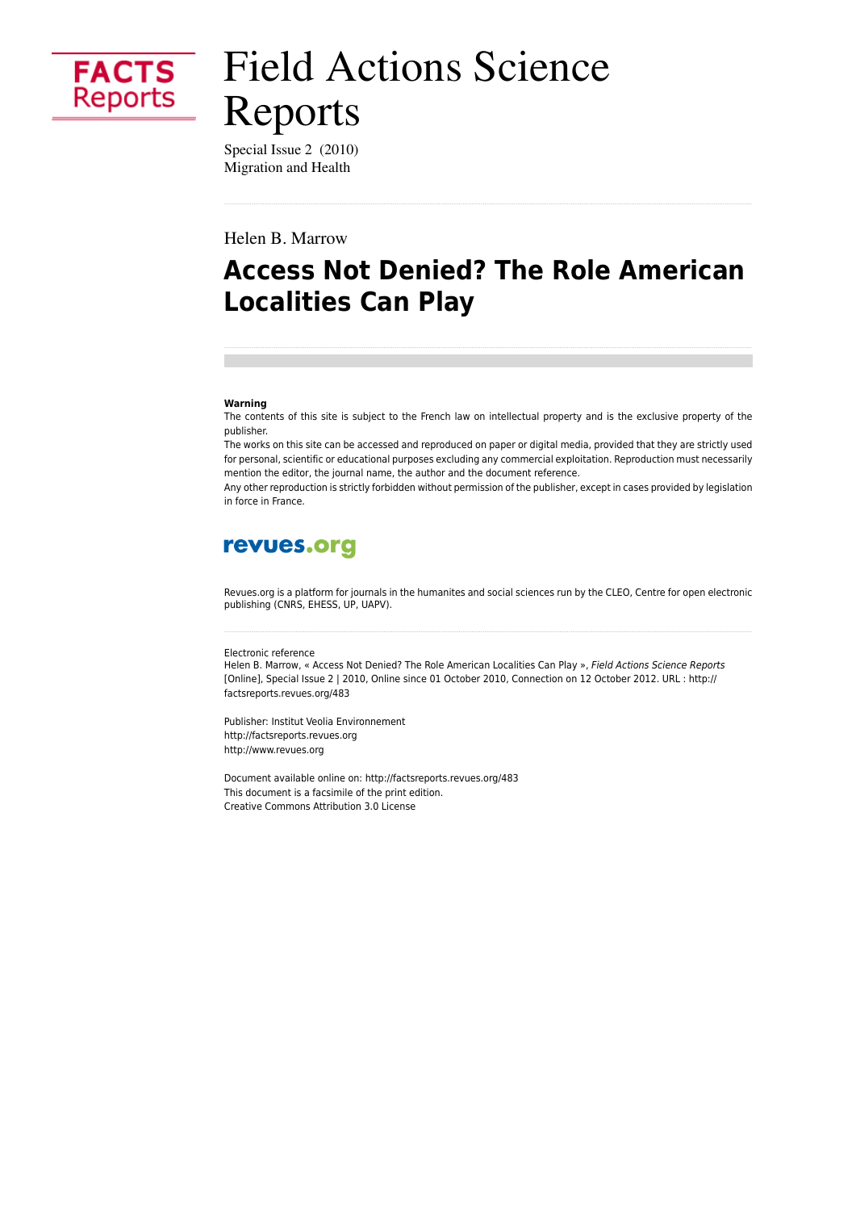FACTS Reports

# Field Actions Science Reports

Special Issue 2 (2010)
Migration and Health

Helen B. Marrow

## Access Not Denied? The Role American Localities Can Play

**Warning**

The contents of this site is subject to the French law on intellectual property and is the exclusive property of the publisher.

The works on this site can be accessed and reproduced on paper or digital media, provided that they are strictly used for personal, scientific or educational purposes excluding any commercial exploitation. Reproduction must necessarily mention the editor, the journal name, the author and the document reference.

Any other reproduction is strictly forbidden without permission of the publisher, except in cases provided by legislation in force in France.

revues.org

Revues.org is a platform for journals in the humanites and social sciences run by the CLEO, Centre for open electronic publishing (CNRS, EHESS, UP, UAPV).

Electronic reference
Helen B. Marrow, « Access Not Denied? The Role American Localities Can Play », *Field Actions Science Reports* [Online], Special Issue 2 | 2010, Online since 01 October 2010, Connection on 12 October 2012. URL : http://factsreports.revues.org/483

Publisher: Institut Veolia Environnement
http://factsreports.revues.org
http://www.revues.org

Document available online on: http://factsreports.revues.org/483
This document is a facsimile of the print edition.
Creative Commons Attribution 3.0 License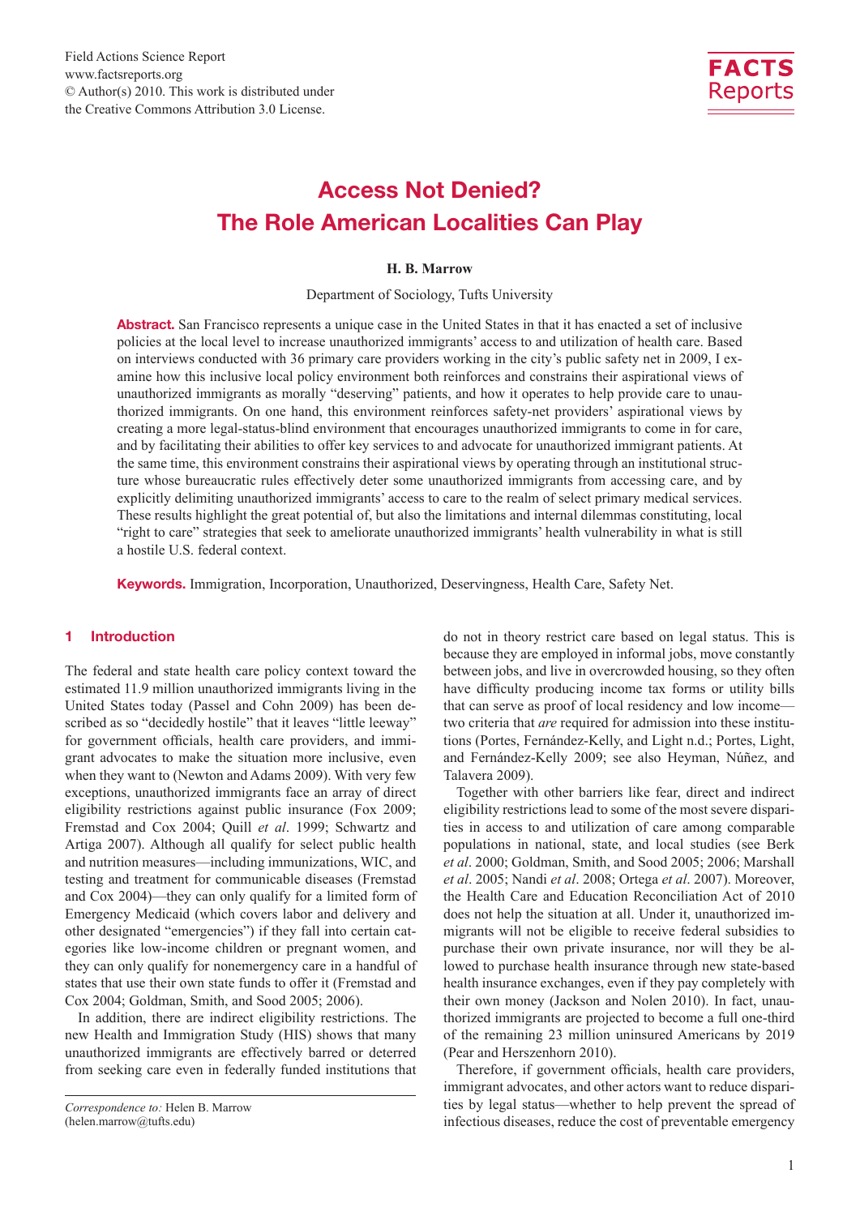# Access Not Denied? The Role American Localities Can Play

**H. B. Marrow**

Department of Sociology, Tufts University

**Abstract.** San Francisco represents a unique case in the United States in that it has enacted a set of inclusive policies at the local level to increase unauthorized immigrants' access to and utilization of health care. Based on interviews conducted with 36 primary care providers working in the city's public safety net in 2009, I examine how this inclusive local policy environment both reinforces and constrains their aspirational views of unauthorized immigrants as morally "deserving" patients, and how it operates to help provide care to unauthorized immigrants. On one hand, this environment reinforces safety-net providers' aspirational views by creating a more legal-status-blind environment that encourages unauthorized immigrants to come in for care, and by facilitating their abilities to offer key services to and advocate for unauthorized immigrant patients. At the same time, this environment constrains their aspirational views by operating through an institutional structure whose bureaucratic rules effectively deter some unauthorized immigrants from accessing care, and by explicitly delimiting unauthorized immigrants' access to care to the realm of select primary medical services. These results highlight the great potential of, but also the limitations and internal dilemmas constituting, local "right to care" strategies that seek to ameliorate unauthorized immigrants' health vulnerability in what is still a hostile U.S. federal context.

**Keywords.** Immigration, Incorporation, Unauthorized, Deservingness, Health Care, Safety Net.

## 1 Introduction

The federal and state health care policy context toward the estimated 11.9 million unauthorized immigrants living in the United States today (Passel and Cohn 2009) has been described as so "decidedly hostile" that it leaves "little leeway" for government officials, health care providers, and immigrant advocates to make the situation more inclusive, even when they want to (Newton and Adams 2009). With very few exceptions, unauthorized immigrants face an array of direct eligibility restrictions against public insurance (Fox 2009; Fremstad and Cox 2004; Quill *et al*. 1999; Schwartz and Artiga 2007). Although all qualify for select public health and nutrition measures—including immunizations, WIC, and testing and treatment for communicable diseases (Fremstad and Cox 2004)—they can only qualify for a limited form of Emergency Medicaid (which covers labor and delivery and other designated "emergencies") if they fall into certain categories like low-income children or pregnant women, and they can only qualify for nonemergency care in a handful of states that use their own state funds to offer it (Fremstad and Cox 2004; Goldman, Smith, and Sood 2005; 2006).

In addition, there are indirect eligibility restrictions. The new Health and Immigration Study (HIS) shows that many unauthorized immigrants are effectively barred or deterred from seeking care even in federally funded institutions that do not in theory restrict care based on legal status. This is because they are employed in informal jobs, move constantly between jobs, and live in overcrowded housing, so they often have difficulty producing income tax forms or utility bills that can serve as proof of local residency and low income—two criteria that *are* required for admission into these institutions (Portes, Fernández-Kelly, and Light n.d.; Portes, Light, and Fernández-Kelly 2009; see also Heyman, Núñez, and Talavera 2009).

Together with other barriers like fear, direct and indirect eligibility restrictions lead to some of the most severe disparities in access to and utilization of care among comparable populations in national, state, and local studies (see Berk *et al*. 2000; Goldman, Smith, and Sood 2005; 2006; Marshall *et al*. 2005; Nandi *et al*. 2008; Ortega *et al*. 2007). Moreover, the Health Care and Education Reconciliation Act of 2010 does not help the situation at all. Under it, unauthorized immigrants will not be eligible to receive federal subsidies to purchase their own private insurance, nor will they be allowed to purchase health insurance through new state-based health insurance exchanges, even if they pay completely with their own money (Jackson and Nolen 2010). In fact, unauthorized immigrants are projected to become a full one-third of the remaining 23 million uninsured Americans by 2019 (Pear and Herszenhorn 2010).

Therefore, if government officials, health care providers, immigrant advocates, and other actors want to reduce disparities by legal status—whether to help prevent the spread of infectious diseases, reduce the cost of preventable emergency

*Correspondence to:* Helen B. Marrow (helen.marrow@tufts.edu)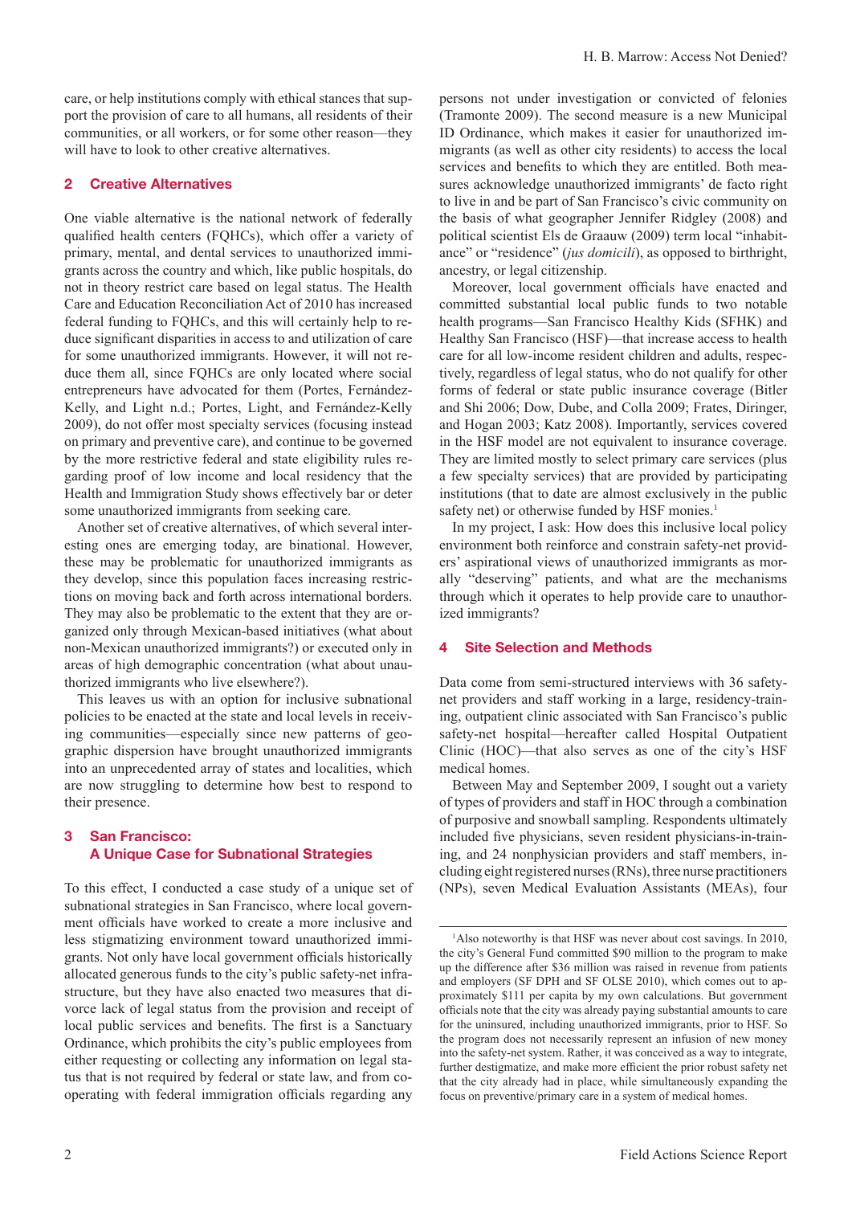care, or help institutions comply with ethical stances that support the provision of care to all humans, all residents of their communities, or all workers, or for some other reason—they will have to look to other creative alternatives.

## 2 Creative Alternatives

One viable alternative is the national network of federally qualified health centers (FQHCs), which offer a variety of primary, mental, and dental services to unauthorized immigrants across the country and which, like public hospitals, do not in theory restrict care based on legal status. The Health Care and Education Reconciliation Act of 2010 has increased federal funding to FQHCs, and this will certainly help to reduce significant disparities in access to and utilization of care for some unauthorized immigrants. However, it will not reduce them all, since FQHCs are only located where social entrepreneurs have advocated for them (Portes, Fernández-Kelly, and Light n.d.; Portes, Light, and Fernández-Kelly 2009), do not offer most specialty services (focusing instead on primary and preventive care), and continue to be governed by the more restrictive federal and state eligibility rules regarding proof of low income and local residency that the Health and Immigration Study shows effectively bar or deter some unauthorized immigrants from seeking care.

Another set of creative alternatives, of which several interesting ones are emerging today, are binational. However, these may be problematic for unauthorized immigrants as they develop, since this population faces increasing restrictions on moving back and forth across international borders. They may also be problematic to the extent that they are organized only through Mexican-based initiatives (what about non-Mexican unauthorized immigrants?) or executed only in areas of high demographic concentration (what about unauthorized immigrants who live elsewhere?).

This leaves us with an option for inclusive subnational policies to be enacted at the state and local levels in receiving communities—especially since new patterns of geographic dispersion have brought unauthorized immigrants into an unprecedented array of states and localities, which are now struggling to determine how best to respond to their presence.

## 3 San Francisco: A Unique Case for Subnational Strategies

To this effect, I conducted a case study of a unique set of subnational strategies in San Francisco, where local government officials have worked to create a more inclusive and less stigmatizing environment toward unauthorized immigrants. Not only have local government officials historically allocated generous funds to the city's public safety-net infrastructure, but they have also enacted two measures that divorce lack of legal status from the provision and receipt of local public services and benefits. The first is a Sanctuary Ordinance, which prohibits the city's public employees from either requesting or collecting any information on legal status that is not required by federal or state law, and from cooperating with federal immigration officials regarding any persons not under investigation or convicted of felonies (Tramonte 2009). The second measure is a new Municipal ID Ordinance, which makes it easier for unauthorized immigrants (as well as other city residents) to access the local services and benefits to which they are entitled. Both measures acknowledge unauthorized immigrants' de facto right to live in and be part of San Francisco's civic community on the basis of what geographer Jennifer Ridgley (2008) and political scientist Els de Graauw (2009) term local "inhabitance" or "residence" (*jus domicili*), as opposed to birthright, ancestry, or legal citizenship.

Moreover, local government officials have enacted and committed substantial local public funds to two notable health programs—San Francisco Healthy Kids (SFHK) and Healthy San Francisco (HSF)—that increase access to health care for all low-income resident children and adults, respectively, regardless of legal status, who do not qualify for other forms of federal or state public insurance coverage (Bitler and Shi 2006; Dow, Dube, and Colla 2009; Frates, Diringer, and Hogan 2003; Katz 2008). Importantly, services covered in the HSF model are not equivalent to insurance coverage. They are limited mostly to select primary care services (plus a few specialty services) that are provided by participating institutions (that to date are almost exclusively in the public safety net) or otherwise funded by HSF monies.[1]

In my project, I ask: How does this inclusive local policy environment both reinforce and constrain safety-net providers' aspirational views of unauthorized immigrants as morally "deserving" patients, and what are the mechanisms through which it operates to help provide care to unauthorized immigrants?

## 4 Site Selection and Methods

Data come from semi-structured interviews with 36 safety-net providers and staff working in a large, residency-training, outpatient clinic associated with San Francisco's public safety-net hospital—hereafter called Hospital Outpatient Clinic (HOC)—that also serves as one of the city's HSF medical homes.

Between May and September 2009, I sought out a variety of types of providers and staff in HOC through a combination of purposive and snowball sampling. Respondents ultimately included five physicians, seven resident physicians-in-training, and 24 nonphysician providers and staff members, including eight registered nurses (RNs), three nurse practitioners (NPs), seven Medical Evaluation Assistants (MEAs), four

[1]Also noteworthy is that HSF was never about cost savings. In 2010, the city's General Fund committed $90 million to the program to make up the difference after $36 million was raised in revenue from patients and employers (SF DPH and SF OLSE 2010), which comes out to approximately $111 per capita by my own calculations. But government officials note that the city was already paying substantial amounts to care for the uninsured, including unauthorized immigrants, prior to HSF. So the program does not necessarily represent an infusion of new money into the safety-net system. Rather, it was conceived as a way to integrate, further destigmatize, and make more efficient the prior robust safety net that the city already had in place, while simultaneously expanding the focus on preventive/primary care in a system of medical homes.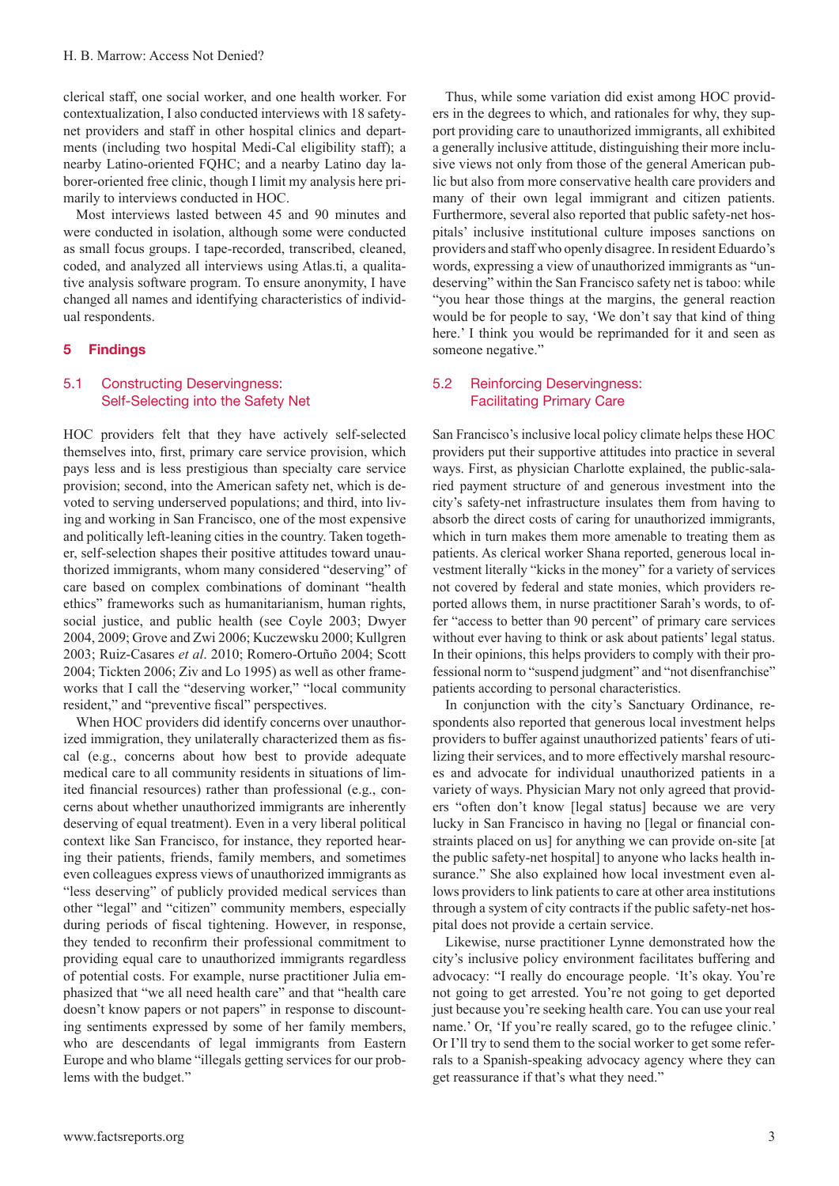clerical staff, one social worker, and one health worker. For contextualization, I also conducted interviews with 18 safety-net providers and staff in other hospital clinics and departments (including two hospital Medi-Cal eligibility staff); a nearby Latino-oriented FQHC; and a nearby Latino day laborer-oriented free clinic, though I limit my analysis here primarily to interviews conducted in HOC.

Most interviews lasted between 45 and 90 minutes and were conducted in isolation, although some were conducted as small focus groups. I tape-recorded, transcribed, cleaned, coded, and analyzed all interviews using Atlas.ti, a qualitative analysis software program. To ensure anonymity, I have changed all names and identifying characteristics of individual respondents.

## 5 Findings

### 5.1 Constructing Deservingness: Self-Selecting into the Safety Net

HOC providers felt that they have actively self-selected themselves into, first, primary care service provision, which pays less and is less prestigious than specialty care service provision; second, into the American safety net, which is devoted to serving underserved populations; and third, into living and working in San Francisco, one of the most expensive and politically left-leaning cities in the country. Taken together, self-selection shapes their positive attitudes toward unauthorized immigrants, whom many considered "deserving" of care based on complex combinations of dominant "health ethics" frameworks such as humanitarianism, human rights, social justice, and public health (see Coyle 2003; Dwyer 2004, 2009; Grove and Zwi 2006; Kuczewsku 2000; Kullgren 2003; Ruiz-Casares *et al*. 2010; Romero-Ortuño 2004; Scott 2004; Tickten 2006; Ziv and Lo 1995) as well as other frameworks that I call the "deserving worker," "local community resident," and "preventive fiscal" perspectives.

When HOC providers did identify concerns over unauthorized immigration, they unilaterally characterized them as fiscal (e.g., concerns about how best to provide adequate medical care to all community residents in situations of limited financial resources) rather than professional (e.g., concerns about whether unauthorized immigrants are inherently deserving of equal treatment). Even in a very liberal political context like San Francisco, for instance, they reported hearing their patients, friends, family members, and sometimes even colleagues express views of unauthorized immigrants as "less deserving" of publicly provided medical services than other "legal" and "citizen" community members, especially during periods of fiscal tightening. However, in response, they tended to reconfirm their professional commitment to providing equal care to unauthorized immigrants regardless of potential costs. For example, nurse practitioner Julia emphasized that "we all need health care" and that "health care doesn't know papers or not papers" in response to discounting sentiments expressed by some of her family members, who are descendants of legal immigrants from Eastern Europe and who blame "illegals getting services for our problems with the budget."

Thus, while some variation did exist among HOC providers in the degrees to which, and rationales for why, they support providing care to unauthorized immigrants, all exhibited a generally inclusive attitude, distinguishing their more inclusive views not only from those of the general American public but also from more conservative health care providers and many of their own legal immigrant and citizen patients. Furthermore, several also reported that public safety-net hospitals' inclusive institutional culture imposes sanctions on providers and staff who openly disagree. In resident Eduardo's words, expressing a view of unauthorized immigrants as "undeserving" within the San Francisco safety net is taboo: while "you hear those things at the margins, the general reaction would be for people to say, 'We don't say that kind of thing here.' I think you would be reprimanded for it and seen as someone negative."

### 5.2 Reinforcing Deservingness: Facilitating Primary Care

San Francisco's inclusive local policy climate helps these HOC providers put their supportive attitudes into practice in several ways. First, as physician Charlotte explained, the public-salaried payment structure of and generous investment into the city's safety-net infrastructure insulates them from having to absorb the direct costs of caring for unauthorized immigrants, which in turn makes them more amenable to treating them as patients. As clerical worker Shana reported, generous local investment literally "kicks in the money" for a variety of services not covered by federal and state monies, which providers reported allows them, in nurse practitioner Sarah's words, to offer "access to better than 90 percent" of primary care services without ever having to think or ask about patients' legal status. In their opinions, this helps providers to comply with their professional norm to "suspend judgment" and "not disenfranchise" patients according to personal characteristics.

In conjunction with the city's Sanctuary Ordinance, respondents also reported that generous local investment helps providers to buffer against unauthorized patients' fears of utilizing their services, and to more effectively marshal resources and advocate for individual unauthorized patients in a variety of ways. Physician Mary not only agreed that providers "often don't know [legal status] because we are very lucky in San Francisco in having no [legal or financial constraints placed on us] for anything we can provide on-site [at the public safety-net hospital] to anyone who lacks health insurance." She also explained how local investment even allows providers to link patients to care at other area institutions through a system of city contracts if the public safety-net hospital does not provide a certain service.

Likewise, nurse practitioner Lynne demonstrated how the city's inclusive policy environment facilitates buffering and advocacy: "I really do encourage people. 'It's okay. You're not going to get arrested. You're not going to get deported just because you're seeking health care. You can use your real name.' Or, 'If you're really scared, go to the refugee clinic.' Or I'll try to send them to the social worker to get some referrals to a Spanish-speaking advocacy agency where they can get reassurance if that's what they need."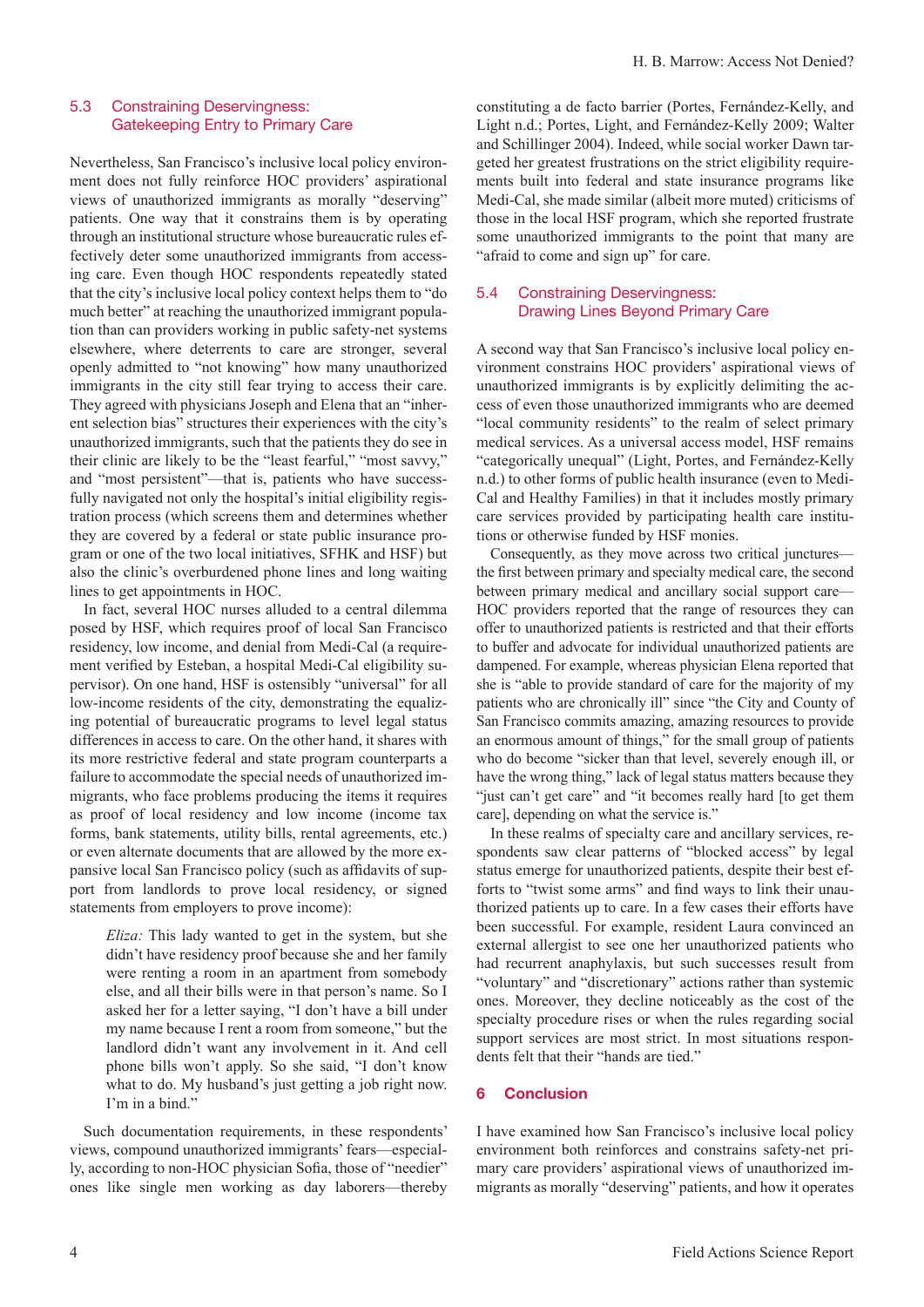### 5.3 Constraining Deservingness: Gatekeeping Entry to Primary Care

Nevertheless, San Francisco's inclusive local policy environment does not fully reinforce HOC providers' aspirational views of unauthorized immigrants as morally "deserving" patients. One way that it constrains them is by operating through an institutional structure whose bureaucratic rules effectively deter some unauthorized immigrants from accessing care. Even though HOC respondents repeatedly stated that the city's inclusive local policy context helps them to "do much better" at reaching the unauthorized immigrant population than can providers working in public safety-net systems elsewhere, where deterrents to care are stronger, several openly admitted to "not knowing" how many unauthorized immigrants in the city still fear trying to access their care. They agreed with physicians Joseph and Elena that an "inherent selection bias" structures their experiences with the city's unauthorized immigrants, such that the patients they do see in their clinic are likely to be the "least fearful," "most savvy," and "most persistent"—that is, patients who have successfully navigated not only the hospital's initial eligibility registration process (which screens them and determines whether they are covered by a federal or state public insurance program or one of the two local initiatives, SFHK and HSF) but also the clinic's overburdened phone lines and long waiting lines to get appointments in HOC.

In fact, several HOC nurses alluded to a central dilemma posed by HSF, which requires proof of local San Francisco residency, low income, and denial from Medi-Cal (a requirement verified by Esteban, a hospital Medi-Cal eligibility supervisor). On one hand, HSF is ostensibly "universal" for all low-income residents of the city, demonstrating the equalizing potential of bureaucratic programs to level legal status differences in access to care. On the other hand, it shares with its more restrictive federal and state program counterparts a failure to accommodate the special needs of unauthorized immigrants, who face problems producing the items it requires as proof of local residency and low income (income tax forms, bank statements, utility bills, rental agreements, etc.) or even alternate documents that are allowed by the more expansive local San Francisco policy (such as affidavits of support from landlords to prove local residency, or signed statements from employers to prove income):

> *Eliza:* This lady wanted to get in the system, but she didn't have residency proof because she and her family were renting a room in an apartment from somebody else, and all their bills were in that person's name. So I asked her for a letter saying, "I don't have a bill under my name because I rent a room from someone," but the landlord didn't want any involvement in it. And cell phone bills won't apply. So she said, "I don't know what to do. My husband's just getting a job right now. I'm in a bind."

Such documentation requirements, in these respondents' views, compound unauthorized immigrants' fears—especially, according to non-HOC physician Sofia, those of "needier" ones like single men working as day laborers—thereby constituting a de facto barrier (Portes, Fernández-Kelly, and Light n.d.; Portes, Light, and Fernández-Kelly 2009; Walter and Schillinger 2004). Indeed, while social worker Dawn targeted her greatest frustrations on the strict eligibility requirements built into federal and state insurance programs like Medi-Cal, she made similar (albeit more muted) criticisms of those in the local HSF program, which she reported frustrate some unauthorized immigrants to the point that many are "afraid to come and sign up" for care.

### 5.4 Constraining Deservingness: Drawing Lines Beyond Primary Care

A second way that San Francisco's inclusive local policy environment constrains HOC providers' aspirational views of unauthorized immigrants is by explicitly delimiting the access of even those unauthorized immigrants who are deemed "local community residents" to the realm of select primary medical services. As a universal access model, HSF remains "categorically unequal" (Light, Portes, and Fernández-Kelly n.d.) to other forms of public health insurance (even to Medi-Cal and Healthy Families) in that it includes mostly primary care services provided by participating health care institutions or otherwise funded by HSF monies.

Consequently, as they move across two critical junctures—the first between primary and specialty medical care, the second between primary medical and ancillary social support care—HOC providers reported that the range of resources they can offer to unauthorized patients is restricted and that their efforts to buffer and advocate for individual unauthorized patients are dampened. For example, whereas physician Elena reported that she is "able to provide standard of care for the majority of my patients who are chronically ill" since "the City and County of San Francisco commits amazing, amazing resources to provide an enormous amount of things," for the small group of patients who do become "sicker than that level, severely enough ill, or have the wrong thing," lack of legal status matters because they "just can't get care" and "it becomes really hard [to get them care], depending on what the service is."

In these realms of specialty care and ancillary services, respondents saw clear patterns of "blocked access" by legal status emerge for unauthorized patients, despite their best efforts to "twist some arms" and find ways to link their unauthorized patients up to care. In a few cases their efforts have been successful. For example, resident Laura convinced an external allergist to see one her unauthorized patients who had recurrent anaphylaxis, but such successes result from "voluntary" and "discretionary" actions rather than systemic ones. Moreover, they decline noticeably as the cost of the specialty procedure rises or when the rules regarding social support services are most strict. In most situations respondents felt that their "hands are tied."

## 6 Conclusion

I have examined how San Francisco's inclusive local policy environment both reinforces and constrains safety-net primary care providers' aspirational views of unauthorized immigrants as morally "deserving" patients, and how it operates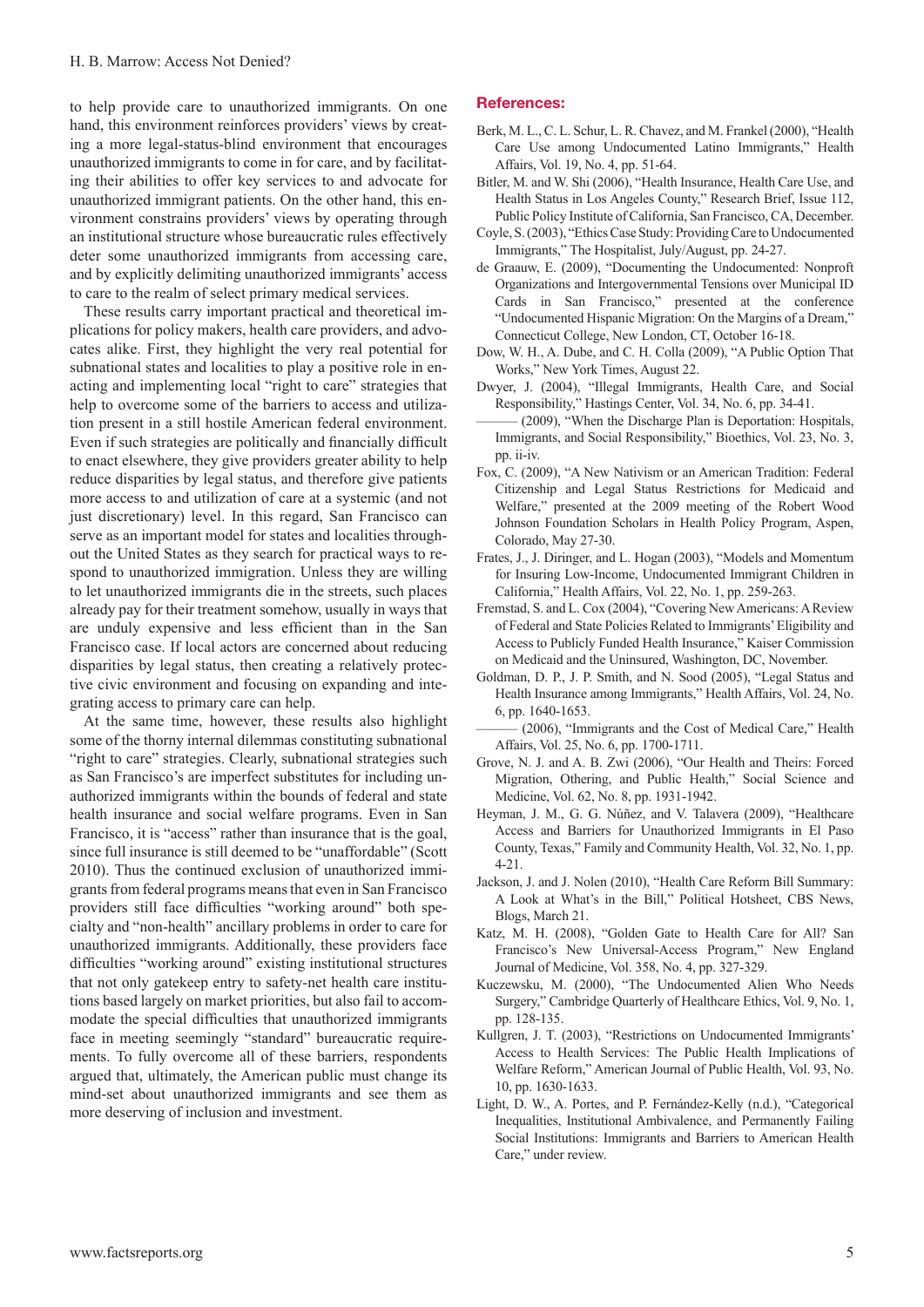to help provide care to unauthorized immigrants. On one hand, this environment reinforces providers' views by creating a more legal-status-blind environment that encourages unauthorized immigrants to come in for care, and by facilitating their abilities to offer key services to and advocate for unauthorized immigrant patients. On the other hand, this environment constrains providers' views by operating through an institutional structure whose bureaucratic rules effectively deter some unauthorized immigrants from accessing care, and by explicitly delimiting unauthorized immigrants' access to care to the realm of select primary medical services.

These results carry important practical and theoretical implications for policy makers, health care providers, and advocates alike. First, they highlight the very real potential for subnational states and localities to play a positive role in enacting and implementing local "right to care" strategies that help to overcome some of the barriers to access and utilization present in a still hostile American federal environment. Even if such strategies are politically and financially difficult to enact elsewhere, they give providers greater ability to help reduce disparities by legal status, and therefore give patients more access to and utilization of care at a systemic (and not just discretionary) level. In this regard, San Francisco can serve as an important model for states and localities throughout the United States as they search for practical ways to respond to unauthorized immigration. Unless they are willing to let unauthorized immigrants die in the streets, such places already pay for their treatment somehow, usually in ways that are unduly expensive and less efficient than in the San Francisco case. If local actors are concerned about reducing disparities by legal status, then creating a relatively protective civic environment and focusing on expanding and integrating access to primary care can help.

At the same time, however, these results also highlight some of the thorny internal dilemmas constituting subnational "right to care" strategies. Clearly, subnational strategies such as San Francisco's are imperfect substitutes for including unauthorized immigrants within the bounds of federal and state health insurance and social welfare programs. Even in San Francisco, it is "access" rather than insurance that is the goal, since full insurance is still deemed to be "unaffordable" (Scott 2010). Thus the continued exclusion of unauthorized immigrants from federal programs means that even in San Francisco providers still face difficulties "working around" both specialty and "non-health" ancillary problems in order to care for unauthorized immigrants. Additionally, these providers face difficulties "working around" existing institutional structures that not only gatekeep entry to safety-net health care institutions based largely on market priorities, but also fail to accommodate the special difficulties that unauthorized immigrants face in meeting seemingly "standard" bureaucratic requirements. To fully overcome all of these barriers, respondents argued that, ultimately, the American public must change its mind-set about unauthorized immigrants and see them as more deserving of inclusion and investment.

## References:

Berk, M. L., C. L. Schur, L. R. Chavez, and M. Frankel (2000), "Health Care Use among Undocumented Latino Immigrants," Health Affairs, Vol. 19, No. 4, pp. 51-64.

Bitler, M. and W. Shi (2006), "Health Insurance, Health Care Use, and Health Status in Los Angeles County," Research Brief, Issue 112, Public Policy Institute of California, San Francisco, CA, December.

Coyle, S. (2003), "Ethics Case Study: Providing Care to Undocumented Immigrants," The Hospitalist, July/August, pp. 24-27.

de Graauw, E. (2009), "Documenting the Undocumented: Nonprofit Organizations and Intergovernmental Tensions over Municipal ID Cards in San Francisco," presented at the conference "Undocumented Hispanic Migration: On the Margins of a Dream," Connecticut College, New London, CT, October 16-18.

Dow, W. H., A. Dube, and C. H. Colla (2009), "A Public Option That Works," New York Times, August 22.

Dwyer, J. (2004), "Illegal Immigrants, Health Care, and Social Responsibility," Hastings Center, Vol. 34, No. 6, pp. 34-41.

——— (2009), "When the Discharge Plan is Deportation: Hospitals, Immigrants, and Social Responsibility," Bioethics, Vol. 23, No. 3, pp. ii-iv.

Fox, C. (2009), "A New Nativism or an American Tradition: Federal Citizenship and Legal Status Restrictions for Medicaid and Welfare," presented at the 2009 meeting of the Robert Wood Johnson Foundation Scholars in Health Policy Program, Aspen, Colorado, May 27-30.

Frates, J., J. Diringer, and L. Hogan (2003), "Models and Momentum for Insuring Low-Income, Undocumented Immigrant Children in California," Health Affairs, Vol. 22, No. 1, pp. 259-263.

Fremstad, S. and L. Cox (2004), "Covering New Americans: A Review of Federal and State Policies Related to Immigrants' Eligibility and Access to Publicly Funded Health Insurance," Kaiser Commission on Medicaid and the Uninsured, Washington, DC, November.

Goldman, D. P., J. P. Smith, and N. Sood (2005), "Legal Status and Health Insurance among Immigrants," Health Affairs, Vol. 24, No. 6, pp. 1640-1653.

——— (2006), "Immigrants and the Cost of Medical Care," Health Affairs, Vol. 25, No. 6, pp. 1700-1711.

Grove, N. J. and A. B. Zwi (2006), "Our Health and Theirs: Forced Migration, Othering, and Public Health," Social Science and Medicine, Vol. 62, No. 8, pp. 1931-1942.

Heyman, J. M., G. G. Núñez, and V. Talavera (2009), "Healthcare Access and Barriers for Unauthorized Immigrants in El Paso County, Texas," Family and Community Health, Vol. 32, No. 1, pp. 4-21.

Jackson, J. and J. Nolen (2010), "Health Care Reform Bill Summary: A Look at What's in the Bill," Political Hotsheet, CBS News, Blogs, March 21.

Katz, M. H. (2008), "Golden Gate to Health Care for All? San Francisco's New Universal-Access Program," New England Journal of Medicine, Vol. 358, No. 4, pp. 327-329.

Kuczewsku, M. (2000), "The Undocumented Alien Who Needs Surgery," Cambridge Quarterly of Healthcare Ethics, Vol. 9, No. 1, pp. 128-135.

Kullgren, J. T. (2003), "Restrictions on Undocumented Immigrants' Access to Health Services: The Public Health Implications of Welfare Reform," American Journal of Public Health, Vol. 93, No. 10, pp. 1630-1633.

Light, D. W., A. Portes, and P. Fernández-Kelly (n.d.), "Categorical Inequalities, Institutional Ambivalence, and Permanently Failing Social Institutions: Immigrants and Barriers to American Health Care," under review.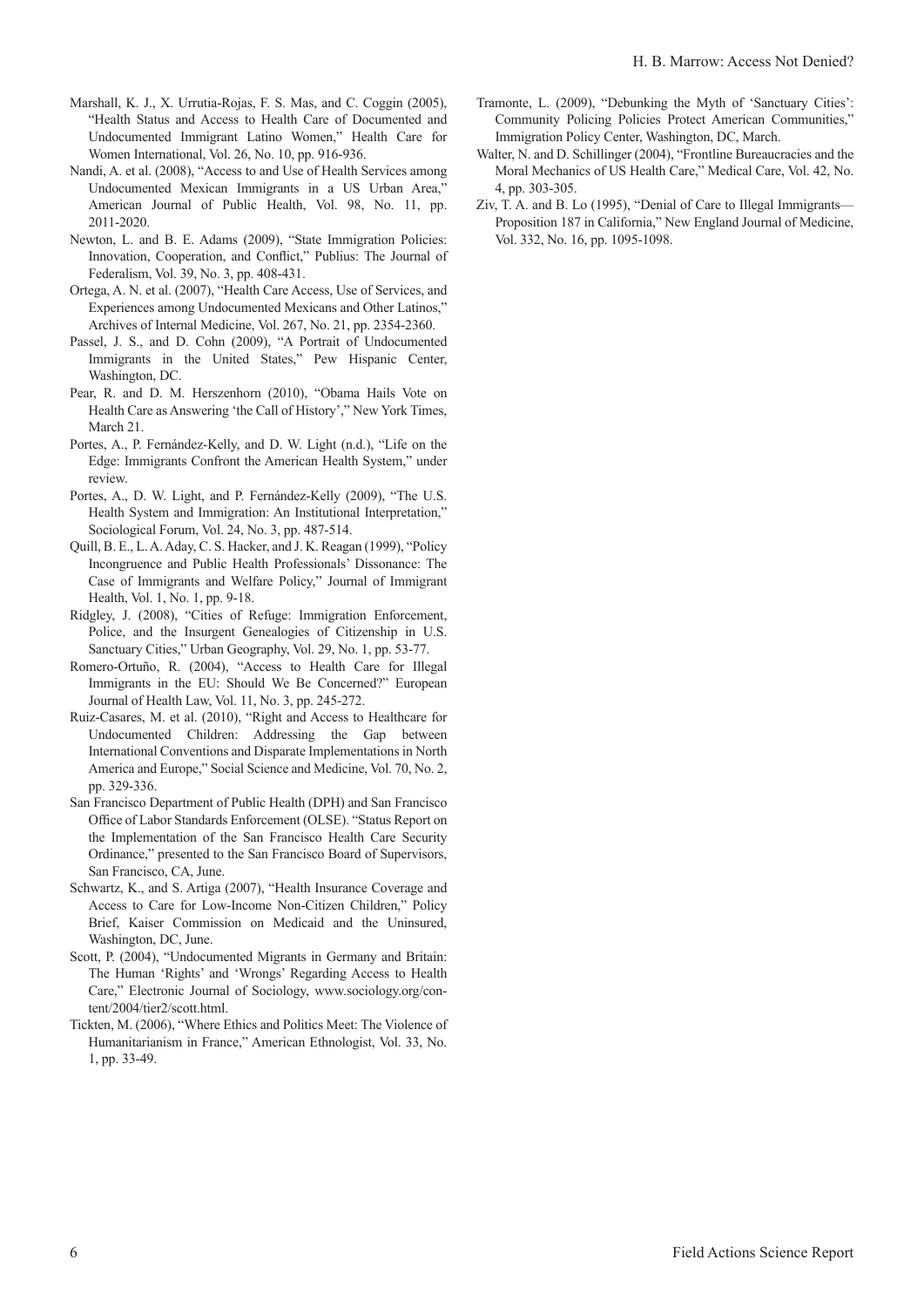Marshall, K. J., X. Urrutia-Rojas, F. S. Mas, and C. Coggin (2005), "Health Status and Access to Health Care of Documented and Undocumented Immigrant Latino Women," Health Care for Women International, Vol. 26, No. 10, pp. 916-936.

Nandi, A. et al. (2008), "Access to and Use of Health Services among Undocumented Mexican Immigrants in a US Urban Area," American Journal of Public Health, Vol. 98, No. 11, pp. 2011-2020.

Newton, L. and B. E. Adams (2009), "State Immigration Policies: Innovation, Cooperation, and Conflict," Publius: The Journal of Federalism, Vol. 39, No. 3, pp. 408-431.

Ortega, A. N. et al. (2007), "Health Care Access, Use of Services, and Experiences among Undocumented Mexicans and Other Latinos," Archives of Internal Medicine, Vol. 267, No. 21, pp. 2354-2360.

Passel, J. S., and D. Cohn (2009), "A Portrait of Undocumented Immigrants in the United States," Pew Hispanic Center, Washington, DC.

Pear, R. and D. M. Herszenhorn (2010), "Obama Hails Vote on Health Care as Answering 'the Call of History'," New York Times, March 21.

Portes, A., P. Fernández-Kelly, and D. W. Light (n.d.), "Life on the Edge: Immigrants Confront the American Health System," under review.

Portes, A., D. W. Light, and P. Fernández-Kelly (2009), "The U.S. Health System and Immigration: An Institutional Interpretation," Sociological Forum, Vol. 24, No. 3, pp. 487-514.

Quill, B. E., L. A. Aday, C. S. Hacker, and J. K. Reagan (1999), "Policy Incongruence and Public Health Professionals' Dissonance: The Case of Immigrants and Welfare Policy," Journal of Immigrant Health, Vol. 1, No. 1, pp. 9-18.

Ridgley, J. (2008), "Cities of Refuge: Immigration Enforcement, Police, and the Insurgent Genealogies of Citizenship in U.S. Sanctuary Cities," Urban Geography, Vol. 29, No. 1, pp. 53-77.

Romero-Ortuño, R. (2004), "Access to Health Care for Illegal Immigrants in the EU: Should We Be Concerned?" European Journal of Health Law, Vol. 11, No. 3, pp. 245-272.

Ruiz-Casares, M. et al. (2010), "Right and Access to Healthcare for Undocumented Children: Addressing the Gap between International Conventions and Disparate Implementations in North America and Europe," Social Science and Medicine, Vol. 70, No. 2, pp. 329-336.

San Francisco Department of Public Health (DPH) and San Francisco Office of Labor Standards Enforcement (OLSE). "Status Report on the Implementation of the San Francisco Health Care Security Ordinance," presented to the San Francisco Board of Supervisors, San Francisco, CA, June.

Schwartz, K., and S. Artiga (2007), "Health Insurance Coverage and Access to Care for Low-Income Non-Citizen Children," Policy Brief, Kaiser Commission on Medicaid and the Uninsured, Washington, DC, June.

Scott, P. (2004), "Undocumented Migrants in Germany and Britain: The Human 'Rights' and 'Wrongs' Regarding Access to Health Care," Electronic Journal of Sociology, www.sociology.org/content/2004/tier2/scott.html.

Tickten, M. (2006), "Where Ethics and Politics Meet: The Violence of Humanitarianism in France," American Ethnologist, Vol. 33, No. 1, pp. 33-49.

Tramonte, L. (2009), "Debunking the Myth of 'Sanctuary Cities': Community Policing Policies Protect American Communities," Immigration Policy Center, Washington, DC, March.

Walter, N. and D. Schillinger (2004), "Frontline Bureaucracies and the Moral Mechanics of US Health Care," Medical Care, Vol. 42, No. 4, pp. 303-305.

Ziv, T. A. and B. Lo (1995), "Denial of Care to Illegal Immigrants—Proposition 187 in California," New England Journal of Medicine, Vol. 332, No. 16, pp. 1095-1098.